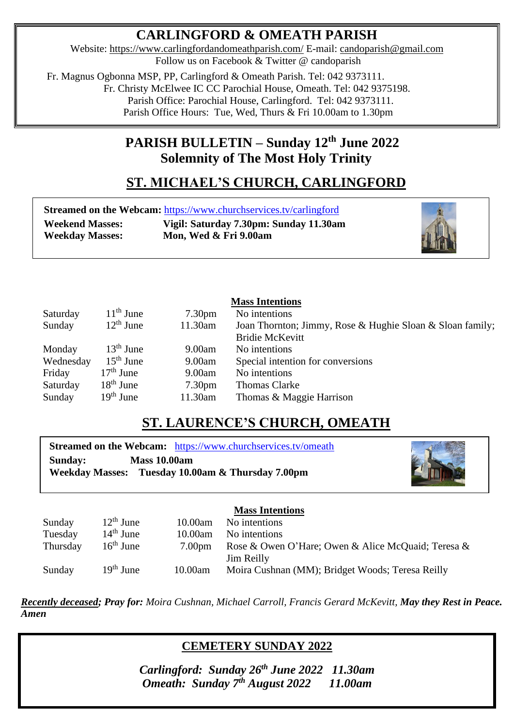# CARLINGFORD & OMEATH PARISH

Website: https://www.carlingfordandomeathparish.com/ E-mail: candoparish@gmail.com
Follow us on Facebook & Twitter @ candoparish

Fr. Magnus Ogbonna MSP, PP, Carlingford & Omeath Parish. Tel: 042 9373111.
Fr. Christy McElwee IC CC Parochial House, Omeath. Tel: 042 9375198.
Parish Office: Parochial House, Carlingford. Tel: 042 9373111.
Parish Office Hours: Tue, Wed, Thurs & Fri 10.00am to 1.30pm

## PARISH BULLETIN – Sunday 12th June 2022
## Solemnity of The Most Holy Trinity

## ST. MICHAEL'S CHURCH, CARLINGFORD

**Streamed on the Webcam:** https://www.churchservices.tv/carlingford
**Weekend Masses:** **Vigil: Saturday 7.30pm: Sunday 11.30am**
**Weekday Masses:** **Mon, Wed & Fri 9.00am**

| | | | **Mass Intentions** |
|---|---|---|---|
| Saturday | 11th June | 7.30pm | No intentions |
| Sunday | 12th June | 11.30am | Joan Thornton; Jimmy, Rose & Hughie Sloan & Sloan family; Bridie McKevitt |
| Monday | 13th June | 9.00am | No intentions |
| Wednesday | 15th June | 9.00am | Special intention for conversions |
| Friday | 17th June | 9.00am | No intentions |
| Saturday | 18th June | 7.30pm | Thomas Clarke |
| Sunday | 19th June | 11.30am | Thomas & Maggie Harrison |

## ST. LAURENCE'S CHURCH, OMEATH

**Streamed on the Webcam:** https://www.churchservices.tv/omeath
**Sunday:** **Mass 10.00am**
**Weekday Masses:** **Tuesday 10.00am & Thursday 7.00pm**

| | | | **Mass Intentions** |
|---|---|---|---|
| Sunday | 12th June | 10.00am | No intentions |
| Tuesday | 14th June | 10.00am | No intentions |
| Thursday | 16th June | 7.00pm | Rose & Owen O'Hare; Owen & Alice McQuaid; Teresa & Jim Reilly |
| Sunday | 19th June | 10.00am | Moira Cushnan (MM); Bridget Woods; Teresa Reilly |

***Recently deceased; Pray for:*** *Moira Cushnan, Michael Carroll, Francis Gerard McKevitt,* ***May they Rest in Peace. Amen***

## CEMETERY SUNDAY 2022

***Carlingford: Sunday 26th June 2022 11.30am***
***Omeath: Sunday 7th August 2022 11.00am***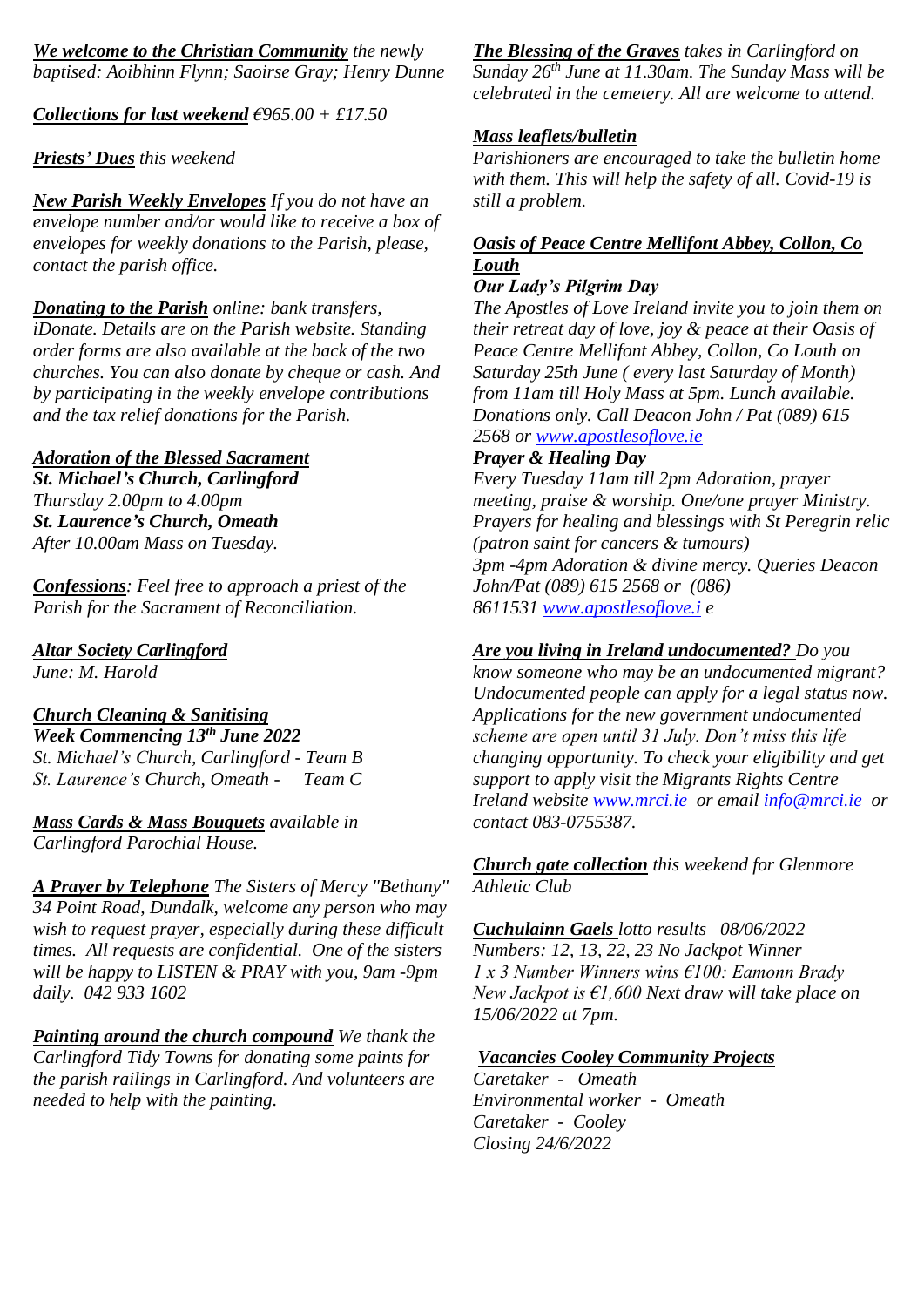***We welcome to the Christian Community*** *the newly baptised: Aoibhinn Flynn; Saoirse Gray; Henry Dunne*

***Collections for last weekend*** *€965.00 + £17.50*

***Priests' Dues*** *this weekend*

***New Parish Weekly Envelopes*** *If you do not have an envelope number and/or would like to receive a box of envelopes for weekly donations to the Parish, please, contact the parish office.*

***Donating to the Parish*** *online: bank transfers, iDonate. Details are on the Parish website. Standing order forms are also available at the back of the two churches. You can also donate by cheque or cash. And by participating in the weekly envelope contributions and the tax relief donations for the Parish.*

***Adoration of the Blessed Sacrament***
***St. Michael's Church, Carlingford***
*Thursday 2.00pm to 4.00pm*
***St. Laurence's Church, Omeath***
*After 10.00am Mass on Tuesday.*

***Confessions****: Feel free to approach a priest of the Parish for the Sacrament of Reconciliation.*

***Altar Society Carlingford***
*June: M. Harold*

***Church Cleaning & Sanitising***
***Week Commencing 13th June 2022***
*St. Michael's Church, Carlingford - Team B*
*St. Laurence's Church, Omeath - Team C*

***Mass Cards & Mass Bouquets*** *available in Carlingford Parochial House.*

***A Prayer by Telephone*** *The Sisters of Mercy "Bethany" 34 Point Road, Dundalk, welcome any person who may wish to request prayer, especially during these difficult times. All requests are confidential. One of the sisters will be happy to LISTEN & PRAY with you, 9am -9pm daily. 042 933 1602*

***Painting around the church compound*** *We thank the Carlingford Tidy Towns for donating some paints for the parish railings in Carlingford. And volunteers are needed to help with the painting.*

***The Blessing of the Graves*** *takes in Carlingford on Sunday 26th June at 11.30am. The Sunday Mass will be celebrated in the cemetery. All are welcome to attend.*

***Mass leaflets/bulletin***
*Parishioners are encouraged to take the bulletin home with them. This will help the safety of all. Covid-19 is still a problem.*

***Oasis of Peace Centre Mellifont Abbey, Collon, Co Louth***
***Our Lady's Pilgrim Day***
*The Apostles of Love Ireland invite you to join them on their retreat day of love, joy & peace at their Oasis of Peace Centre Mellifont Abbey, Collon, Co Louth on Saturday 25th June ( every last Saturday of Month) from 11am till Holy Mass at 5pm. Lunch available. Donations only. Call Deacon John / Pat (089) 615 2568 or www.apostlesoflove.ie*
***Prayer & Healing Day***
*Every Tuesday 11am till 2pm Adoration, prayer meeting, praise & worship. One/one prayer Ministry. Prayers for healing and blessings with St Peregrin relic (patron saint for cancers & tumours)*
*3pm -4pm Adoration & divine mercy. Queries Deacon John/Pat (089) 615 2568 or (086) 8611531 www.apostlesoflove.i e*

***Are you living in Ireland undocumented?*** *Do you know someone who may be an undocumented migrant? Undocumented people can apply for a legal status now. Applications for the new government undocumented scheme are open until 31 July. Don't miss this life changing opportunity. To check your eligibility and get support to apply visit the Migrants Rights Centre Ireland website www.mrci.ie or email info@mrci.ie or contact 083-0755387.*

***Church gate collection*** *this weekend for Glenmore Athletic Club*

***Cuchulainn Gaels*** *lotto results 08/06/2022*
*Numbers: 12, 13, 22, 23 No Jackpot Winner*
*1 x 3 Number Winners wins €100: Eamonn Brady*
*New Jackpot is €1,600 Next draw will take place on 15/06/2022 at 7pm.*

***Vacancies Cooley Community Projects***
*Caretaker - Omeath*
*Environmental worker - Omeath*
*Caretaker - Cooley*
*Closing 24/6/2022*